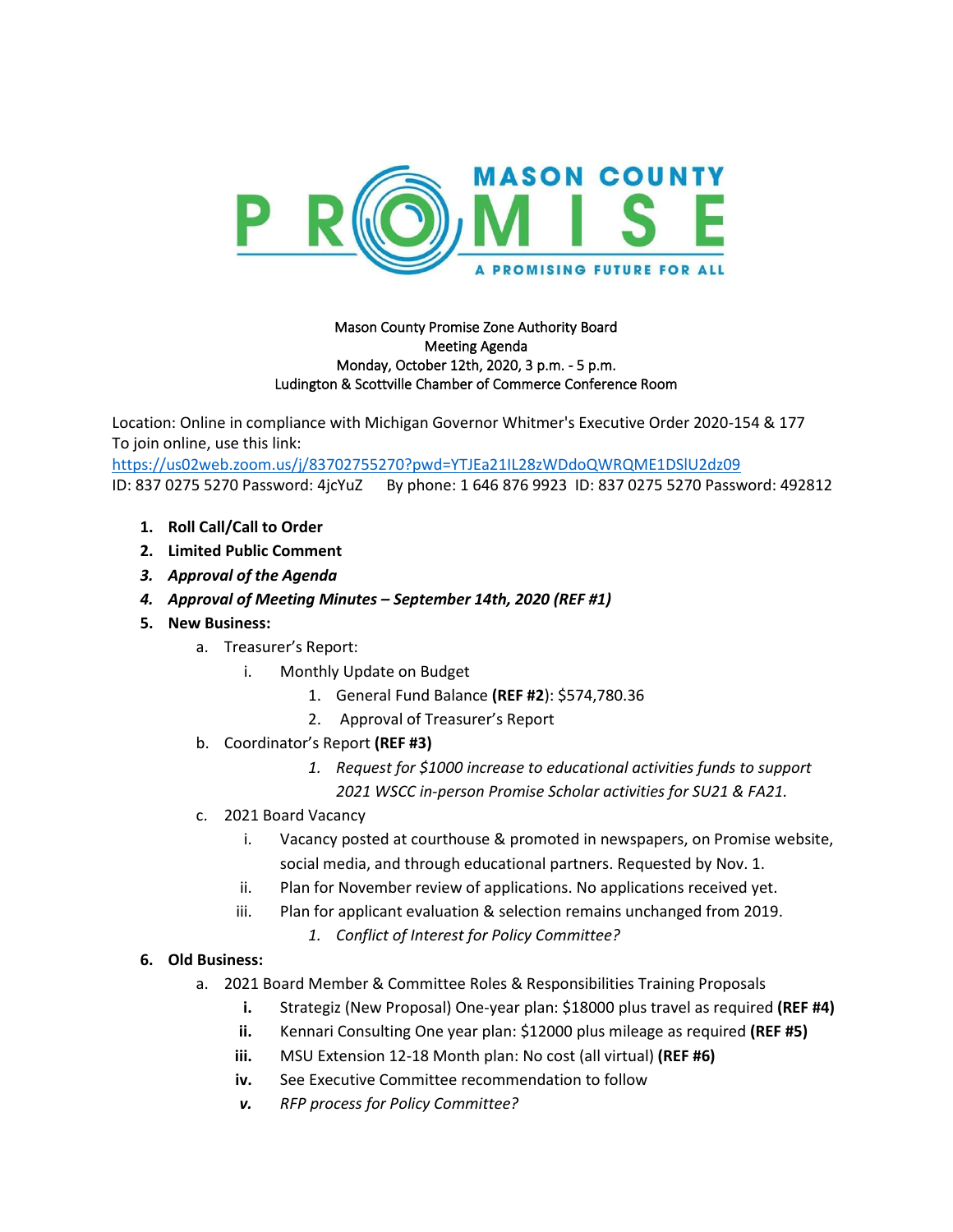MASON COUNTY PROMISE

A PROMISING FUTURE FOR ALL

Mason County Promise Zone Authority Board
Meeting Agenda
Monday, October 12th, 2020, 3 p.m. - 5 p.m.
Ludington & Scottville Chamber of Commerce Conference Room

Location: Online in compliance with Michigan Governor Whitmer's Executive Order 2020-154 & 177
To join online, use this link:
https://us02web.zoom.us/j/83702755270?pwd=YTJEa21IL28zWDdoQWRQME1DSlU2dz09
ID: 837 0275 5270 Password: 4jcYuZ By phone: 1 646 876 9923 ID: 837 0275 5270 Password: 492812

1. **Roll Call/Call to Order**
2. **Limited Public Comment**
3. ***Approval of the Agenda***
4. ***Approval of Meeting Minutes – September 14th, 2020 (REF #1)***
5. **New Business:**
   a. Treasurer's Report:
      i. Monthly Update on Budget
         1. General Fund Balance **(REF #2**): $574,780.36
         2. Approval of Treasurer's Report
   b. Coordinator's Report **(REF #3)**
         1. *Request for $1000 increase to educational activities funds to support 2021 WSCC in-person Promise Scholar activities for SU21 & FA21.*
   c. 2021 Board Vacancy
      i. Vacancy posted at courthouse & promoted in newspapers, on Promise website, social media, and through educational partners. Requested by Nov. 1.
      ii. Plan for November review of applications. No applications received yet.
      iii. Plan for applicant evaluation & selection remains unchanged from 2019.
         1. *Conflict of Interest for Policy Committee?*
6. **Old Business:**
   a. 2021 Board Member & Committee Roles & Responsibilities Training Proposals
      **i.** Strategiz (New Proposal) One-year plan: $18000 plus travel as required **(REF #4)**
      **ii.** Kennari Consulting One year plan: $12000 plus mileage as required **(REF #5)**
      **iii.** MSU Extension 12-18 Month plan: No cost (all virtual) **(REF #6)**
      **iv.** See Executive Committee recommendation to follow
      ***v.*** *RFP process for Policy Committee?*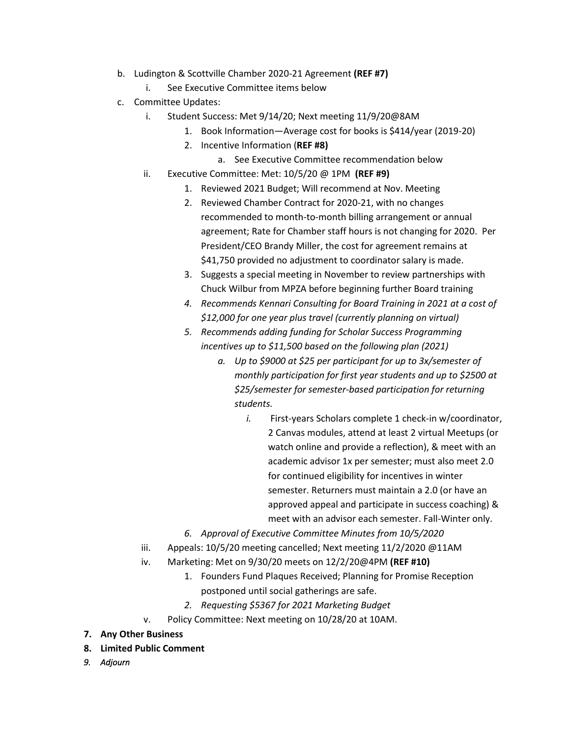b. Ludington & Scottville Chamber 2020-21 Agreement **(REF #7)**
    i. See Executive Committee items below
c. Committee Updates:
    i. Student Success: Met 9/14/20; Next meeting 11/9/20@8AM
        1. Book Information—Average cost for books is $414/year (2019-20)
        2. Incentive Information (**REF #8)**
            a. See Executive Committee recommendation below
    ii. Executive Committee: Met: 10/5/20 @ 1PM **(REF #9)**
        1. Reviewed 2021 Budget; Will recommend at Nov. Meeting
        2. Reviewed Chamber Contract for 2020-21, with no changes recommended to month-to-month billing arrangement or annual agreement; Rate for Chamber staff hours is not changing for 2020. Per President/CEO Brandy Miller, the cost for agreement remains at $41,750 provided no adjustment to coordinator salary is made.
        3. Suggests a special meeting in November to review partnerships with Chuck Wilbur from MPZA before beginning further Board training
        4. *Recommends Kennari Consulting for Board Training in 2021 at a cost of $12,000 for one year plus travel (currently planning on virtual)*
        5. *Recommends adding funding for Scholar Success Programming incentives up to $11,500 based on the following plan (2021)*
            a. *Up to $9000 at $25 per participant for up to 3x/semester of monthly participation for first year students and up to $2500 at $25/semester for semester-based participation for returning students.*
                i. First-years Scholars complete 1 check-in w/coordinator, 2 Canvas modules, attend at least 2 virtual Meetups (or watch online and provide a reflection), & meet with an academic advisor 1x per semester; must also meet 2.0 for continued eligibility for incentives in winter semester. Returners must maintain a 2.0 (or have an approved appeal and participate in success coaching) & meet with an advisor each semester. Fall-Winter only.
        6. *Approval of Executive Committee Minutes from 10/5/2020*
    iii. Appeals: 10/5/20 meeting cancelled; Next meeting 11/2/2020 @11AM
    iv. Marketing: Met on 9/30/20 meets on 12/2/20@4PM **(REF #10)**
        1. Founders Fund Plaques Received; Planning for Promise Reception postponed until social gatherings are safe.
        2. *Requesting $5367 for 2021 Marketing Budget*
    v. Policy Committee: Next meeting on 10/28/20 at 10AM.

**7. Any Other Business**

**8. Limited Public Comment**

*9. Adjourn*